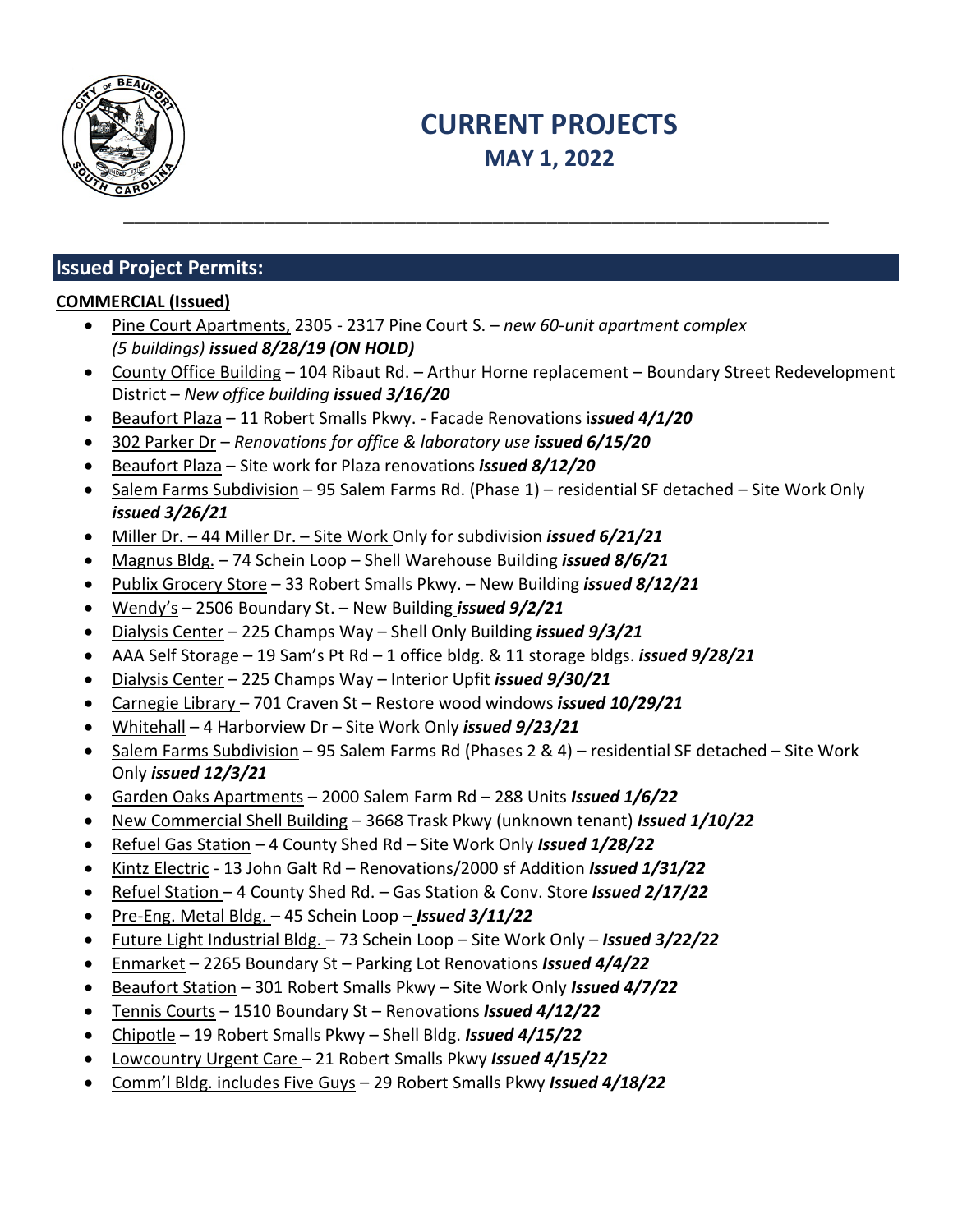# CURRENT PROJECTS

## MAY 1, 2022

## Issued Project Permits:

### COMMERCIAL (Issued)

- Pine Court Apartments, 2305 - 2317 Pine Court S. – *new 60-unit apartment complex (5 buildings)* ***issued 8/28/19 (ON HOLD)***
- County Office Building – 104 Ribaut Rd. – Arthur Horne replacement – Boundary Street Redevelopment District – *New office building* ***issued 3/16/20***
- Beaufort Plaza – 11 Robert Smalls Pkwy. - Facade Renovations i***ssued 4/1/20***
- 302 Parker Dr – *Renovations for office & laboratory use* ***issued 6/15/20***
- Beaufort Plaza – Site work for Plaza renovations ***issued 8/12/20***
- Salem Farms Subdivision – 95 Salem Farms Rd. (Phase 1) – residential SF detached – Site Work Only ***issued 3/26/21***
- Miller Dr. – 44 Miller Dr. – Site Work Only for subdivision ***issued 6/21/21***
- Magnus Bldg. – 74 Schein Loop – Shell Warehouse Building ***issued 8/6/21***
- Publix Grocery Store – 33 Robert Smalls Pkwy. – New Building ***issued 8/12/21***
- Wendy's – 2506 Boundary St. – New Building ***issued 9/2/21***
- Dialysis Center – 225 Champs Way – Shell Only Building ***issued 9/3/21***
- AAA Self Storage – 19 Sam's Pt Rd – 1 office bldg. & 11 storage bldgs. ***issued 9/28/21***
- Dialysis Center – 225 Champs Way – Interior Upfit ***issued 9/30/21***
- Carnegie Library – 701 Craven St – Restore wood windows ***issued 10/29/21***
- Whitehall – 4 Harborview Dr – Site Work Only ***issued 9/23/21***
- Salem Farms Subdivision – 95 Salem Farms Rd (Phases 2 & 4) – residential SF detached – Site Work Only ***issued 12/3/21***
- Garden Oaks Apartments – 2000 Salem Farm Rd – 288 Units ***Issued 1/6/22***
- New Commercial Shell Building – 3668 Trask Pkwy (unknown tenant) ***Issued 1/10/22***
- Refuel Gas Station – 4 County Shed Rd – Site Work Only ***Issued 1/28/22***
- Kintz Electric - 13 John Galt Rd – Renovations/2000 sf Addition ***Issued 1/31/22***
- Refuel Station – 4 County Shed Rd. – Gas Station & Conv. Store ***Issued 2/17/22***
- Pre-Eng. Metal Bldg. – 45 Schein Loop – ***Issued 3/11/22***
- Future Light Industrial Bldg. – 73 Schein Loop – Site Work Only – ***Issued 3/22/22***
- Enmarket – 2265 Boundary St – Parking Lot Renovations ***Issued 4/4/22***
- Beaufort Station – 301 Robert Smalls Pkwy – Site Work Only ***Issued 4/7/22***
- Tennis Courts – 1510 Boundary St – Renovations ***Issued 4/12/22***
- Chipotle – 19 Robert Smalls Pkwy – Shell Bldg. ***Issued 4/15/22***
- Lowcountry Urgent Care – 21 Robert Smalls Pkwy ***Issued 4/15/22***
- Comm'l Bldg. includes Five Guys – 29 Robert Smalls Pkwy ***Issued 4/18/22***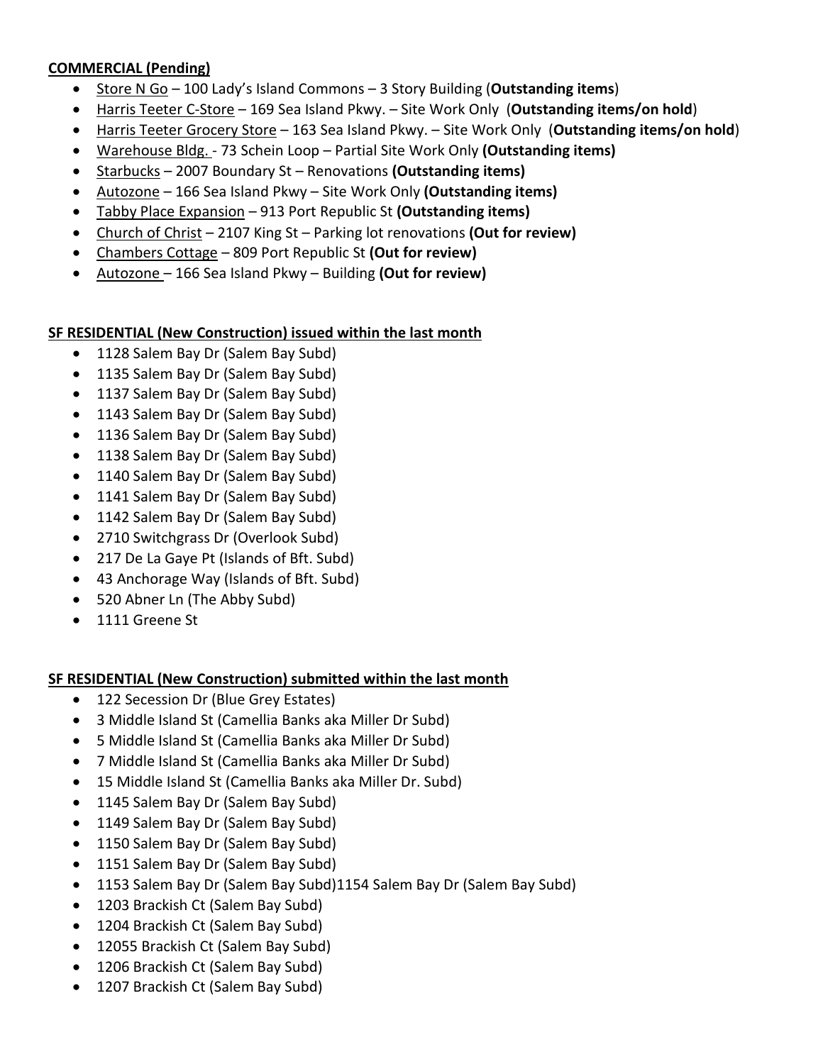**COMMERCIAL (Pending)**

- Store N Go – 100 Lady's Island Commons – 3 Story Building (**Outstanding items**)
- Harris Teeter C-Store – 169 Sea Island Pkwy. – Site Work Only (**Outstanding items/on hold**)
- Harris Teeter Grocery Store – 163 Sea Island Pkwy. – Site Work Only (**Outstanding items/on hold**)
- Warehouse Bldg. - 73 Schein Loop – Partial Site Work Only **(Outstanding items)**
- Starbucks – 2007 Boundary St – Renovations **(Outstanding items)**
- Autozone – 166 Sea Island Pkwy – Site Work Only **(Outstanding items)**
- Tabby Place Expansion – 913 Port Republic St **(Outstanding items)**
- Church of Christ – 2107 King St – Parking lot renovations **(Out for review)**
- Chambers Cottage – 809 Port Republic St **(Out for review)**
- Autozone – 166 Sea Island Pkwy – Building **(Out for review)**

**SF RESIDENTIAL (New Construction) issued within the last month**

- 1128 Salem Bay Dr (Salem Bay Subd)
- 1135 Salem Bay Dr (Salem Bay Subd)
- 1137 Salem Bay Dr (Salem Bay Subd)
- 1143 Salem Bay Dr (Salem Bay Subd)
- 1136 Salem Bay Dr (Salem Bay Subd)
- 1138 Salem Bay Dr (Salem Bay Subd)
- 1140 Salem Bay Dr (Salem Bay Subd)
- 1141 Salem Bay Dr (Salem Bay Subd)
- 1142 Salem Bay Dr (Salem Bay Subd)
- 2710 Switchgrass Dr (Overlook Subd)
- 217 De La Gaye Pt (Islands of Bft. Subd)
- 43 Anchorage Way (Islands of Bft. Subd)
- 520 Abner Ln (The Abby Subd)
- 1111 Greene St

**SF RESIDENTIAL (New Construction) submitted within the last month**

- 122 Secession Dr (Blue Grey Estates)
- 3 Middle Island St (Camellia Banks aka Miller Dr Subd)
- 5 Middle Island St (Camellia Banks aka Miller Dr Subd)
- 7 Middle Island St (Camellia Banks aka Miller Dr Subd)
- 15 Middle Island St (Camellia Banks aka Miller Dr. Subd)
- 1145 Salem Bay Dr (Salem Bay Subd)
- 1149 Salem Bay Dr (Salem Bay Subd)
- 1150 Salem Bay Dr (Salem Bay Subd)
- 1151 Salem Bay Dr (Salem Bay Subd)
- 1153 Salem Bay Dr (Salem Bay Subd)1154 Salem Bay Dr (Salem Bay Subd)
- 1203 Brackish Ct (Salem Bay Subd)
- 1204 Brackish Ct (Salem Bay Subd)
- 12055 Brackish Ct (Salem Bay Subd)
- 1206 Brackish Ct (Salem Bay Subd)
- 1207 Brackish Ct (Salem Bay Subd)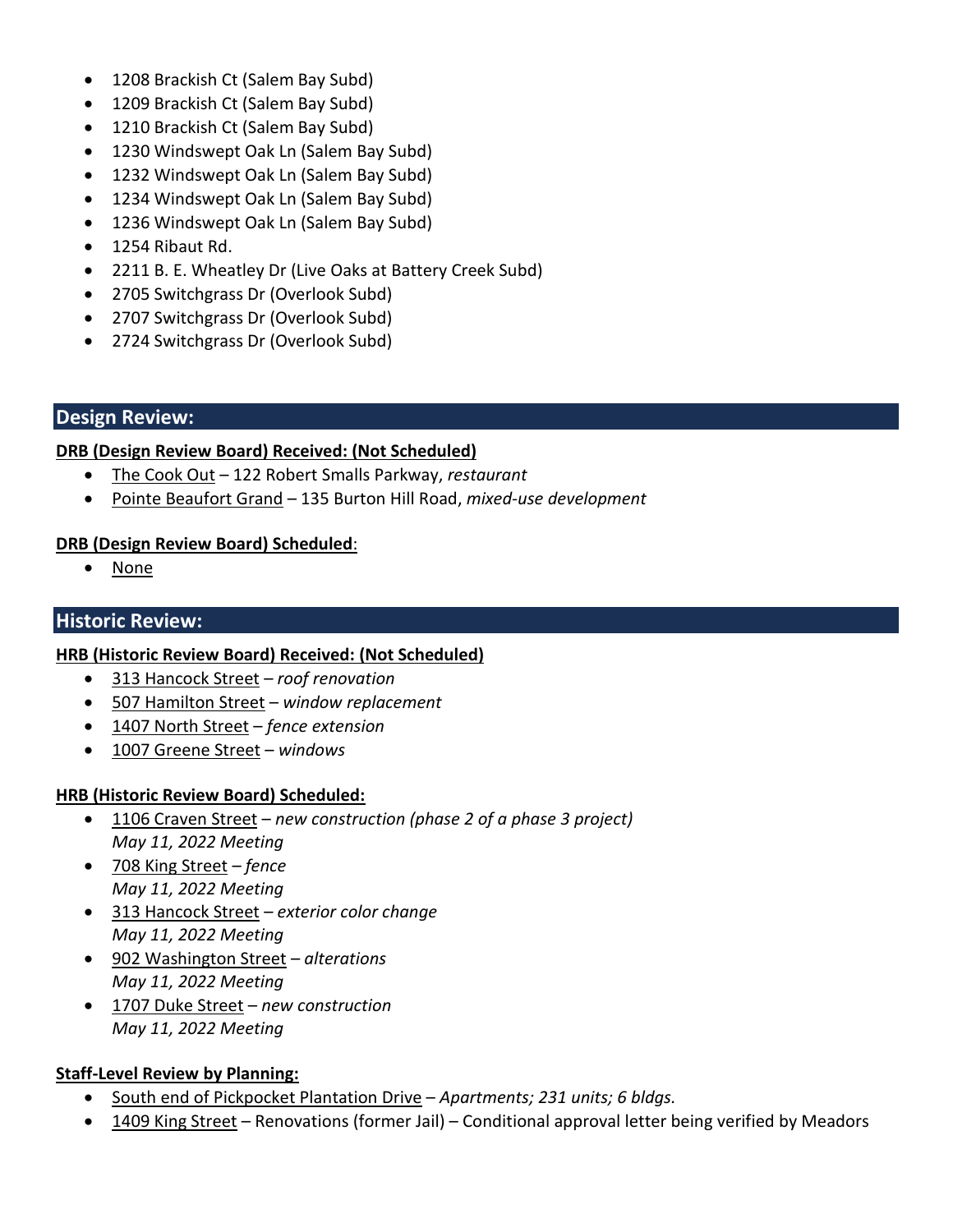- 1208 Brackish Ct (Salem Bay Subd)
- 1209 Brackish Ct (Salem Bay Subd)
- 1210 Brackish Ct (Salem Bay Subd)
- 1230 Windswept Oak Ln (Salem Bay Subd)
- 1232 Windswept Oak Ln (Salem Bay Subd)
- 1234 Windswept Oak Ln (Salem Bay Subd)
- 1236 Windswept Oak Ln (Salem Bay Subd)
- 1254 Ribaut Rd.
- 2211 B. E. Wheatley Dr (Live Oaks at Battery Creek Subd)
- 2705 Switchgrass Dr (Overlook Subd)
- 2707 Switchgrass Dr (Overlook Subd)
- 2724 Switchgrass Dr (Overlook Subd)

## Design Review:

**DRB (Design Review Board) Received: (Not Scheduled)**

- The Cook Out – 122 Robert Smalls Parkway, *restaurant*
- Pointe Beaufort Grand – 135 Burton Hill Road, *mixed-use development*

**DRB (Design Review Board) Scheduled**:

- None

## Historic Review:

**HRB (Historic Review Board) Received: (Not Scheduled)**

- 313 Hancock Street – *roof renovation*
- 507 Hamilton Street – *window replacement*
- 1407 North Street – *fence extension*
- 1007 Greene Street – *windows*

**HRB (Historic Review Board) Scheduled:**

- 1106 Craven Street – *new construction (phase 2 of a phase 3 project)*
  *May 11, 2022 Meeting*
- 708 King Street – *fence*
  *May 11, 2022 Meeting*
- 313 Hancock Street – *exterior color change*
  *May 11, 2022 Meeting*
- 902 Washington Street – *alterations*
  *May 11, 2022 Meeting*
- 1707 Duke Street – *new construction*
  *May 11, 2022 Meeting*

**Staff-Level Review by Planning:**

- South end of Pickpocket Plantation Drive – *Apartments; 231 units; 6 bldgs.*
- 1409 King Street – Renovations (former Jail) – Conditional approval letter being verified by Meadors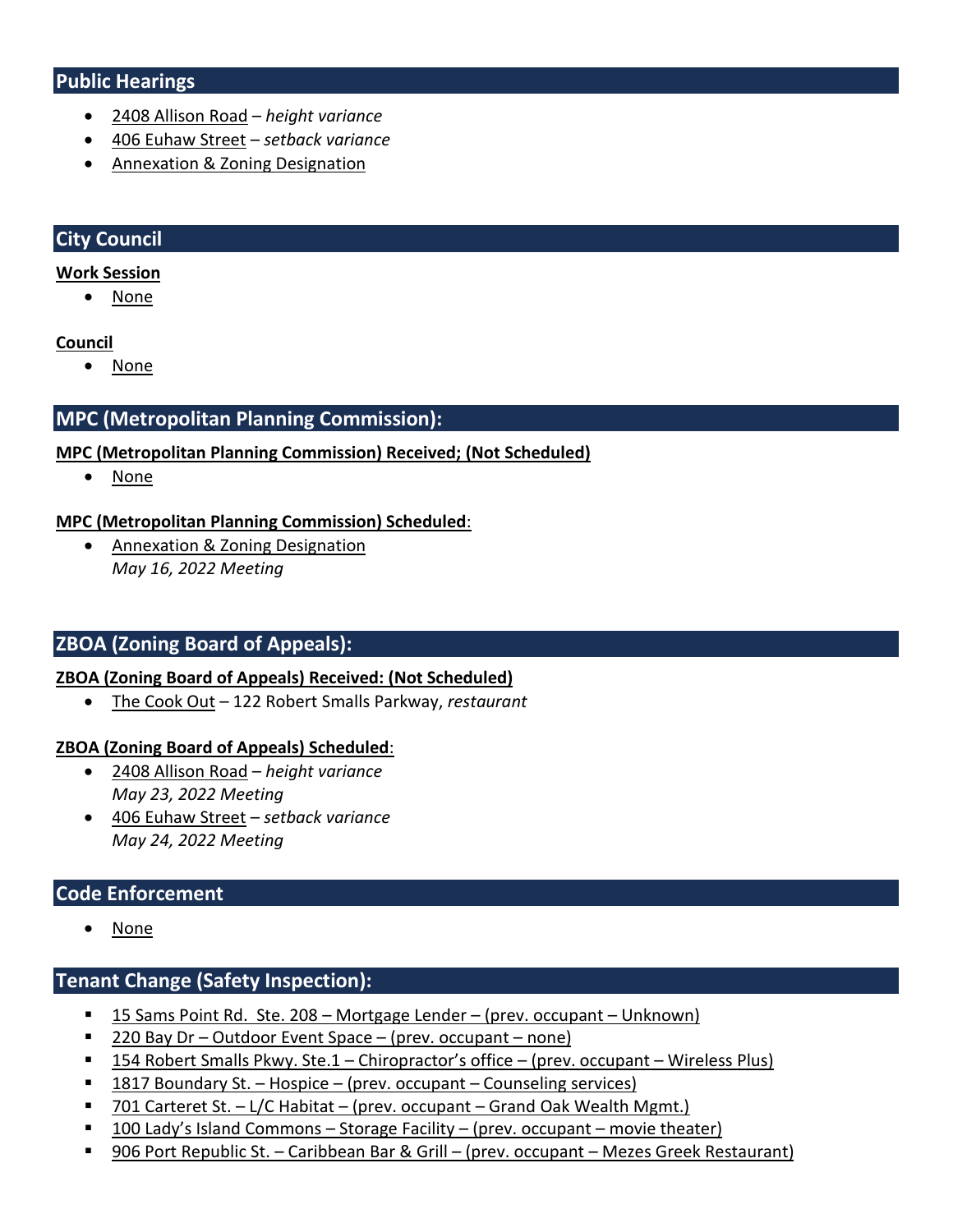## Public Hearings

- 2408 Allison Road – *height variance*
- 406 Euhaw Street – *setback variance*
- Annexation & Zoning Designation

## City Council

**Work Session**

- None

**Council**

- None

## MPC (Metropolitan Planning Commission):

**MPC (Metropolitan Planning Commission) Received; (Not Scheduled)**

- None

**MPC (Metropolitan Planning Commission) Scheduled**:

- Annexation & Zoning Designation
  *May 16, 2022 Meeting*

## ZBOA (Zoning Board of Appeals):

**ZBOA (Zoning Board of Appeals) Received: (Not Scheduled)**

- The Cook Out – 122 Robert Smalls Parkway, *restaurant*

**ZBOA (Zoning Board of Appeals) Scheduled**:

- 2408 Allison Road – *height variance*
  *May 23, 2022 Meeting*
- 406 Euhaw Street – *setback variance*
  *May 24, 2022 Meeting*

## Code Enforcement

- None

## Tenant Change (Safety Inspection):

- 15 Sams Point Rd. Ste. 208 – Mortgage Lender – (prev. occupant – Unknown)
- 220 Bay Dr – Outdoor Event Space – (prev. occupant – none)
- 154 Robert Smalls Pkwy. Ste.1 – Chiropractor's office – (prev. occupant – Wireless Plus)
- 1817 Boundary St. – Hospice – (prev. occupant – Counseling services)
- 701 Carteret St. – L/C Habitat – (prev. occupant – Grand Oak Wealth Mgmt.)
- 100 Lady's Island Commons – Storage Facility – (prev. occupant – movie theater)
- 906 Port Republic St. – Caribbean Bar & Grill – (prev. occupant – Mezes Greek Restaurant)